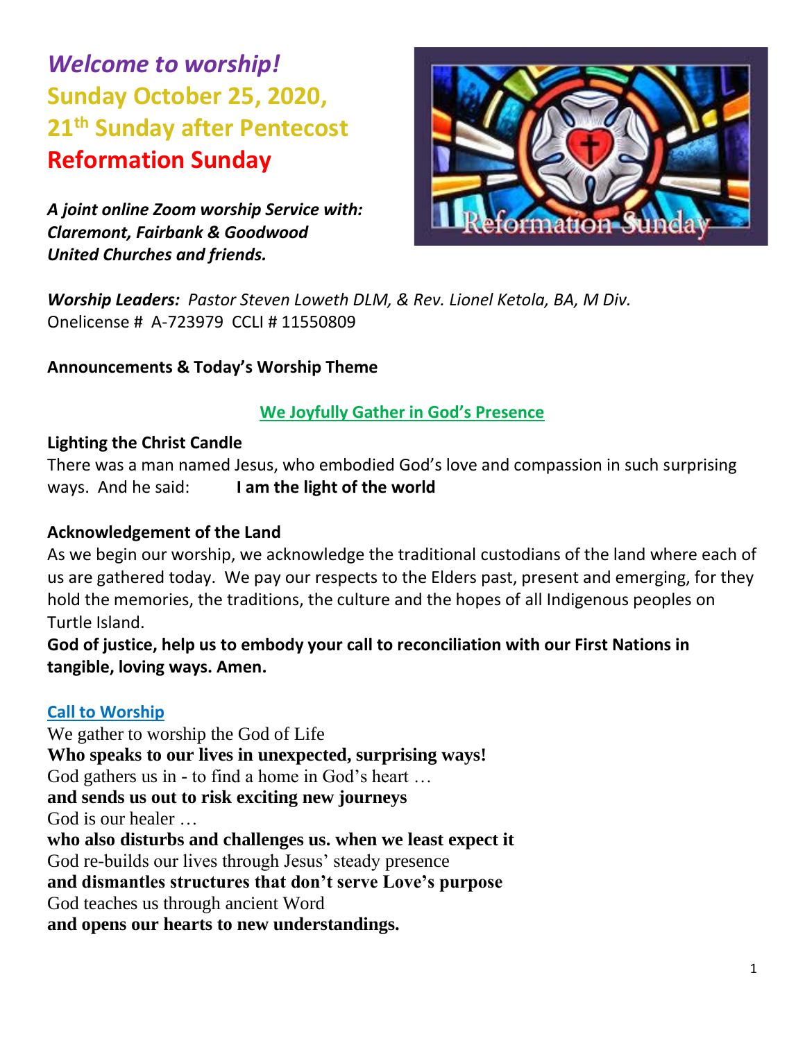# *Welcome to worship!*
## Sunday October 25, 2020,
## 21th Sunday after Pentecost
## Reformation Sunday

***A joint online Zoom worship Service with: Claremont, Fairbank & Goodwood United Churches and friends.***

***Worship Leaders:*** *Pastor Steven Loweth DLM, & Rev. Lionel Ketola, BA, M Div.*
Onelicense # A-723979 CCLI # 11550809

**Announcements & Today's Worship Theme**

## We Joyfully Gather in God's Presence

**Lighting the Christ Candle**

There was a man named Jesus, who embodied God's love and compassion in such surprising ways. And he said: **I am the light of the world**

**Acknowledgement of the Land**

As we begin our worship, we acknowledge the traditional custodians of the land where each of us are gathered today. We pay our respects to the Elders past, present and emerging, for they hold the memories, the traditions, the culture and the hopes of all Indigenous peoples on Turtle Island.

**God of justice, help us to embody your call to reconciliation with our First Nations in tangible, loving ways. Amen.**

**Call to Worship**

We gather to worship the God of Life
**Who speaks to our lives in unexpected, surprising ways!**
God gathers us in - to find a home in God's heart …
**and sends us out to risk exciting new journeys**
God is our healer …
**who also disturbs and challenges us. when we least expect it**
God re-builds our lives through Jesus' steady presence
**and dismantles structures that don't serve Love's purpose**
God teaches us through ancient Word
**and opens our hearts to new understandings.**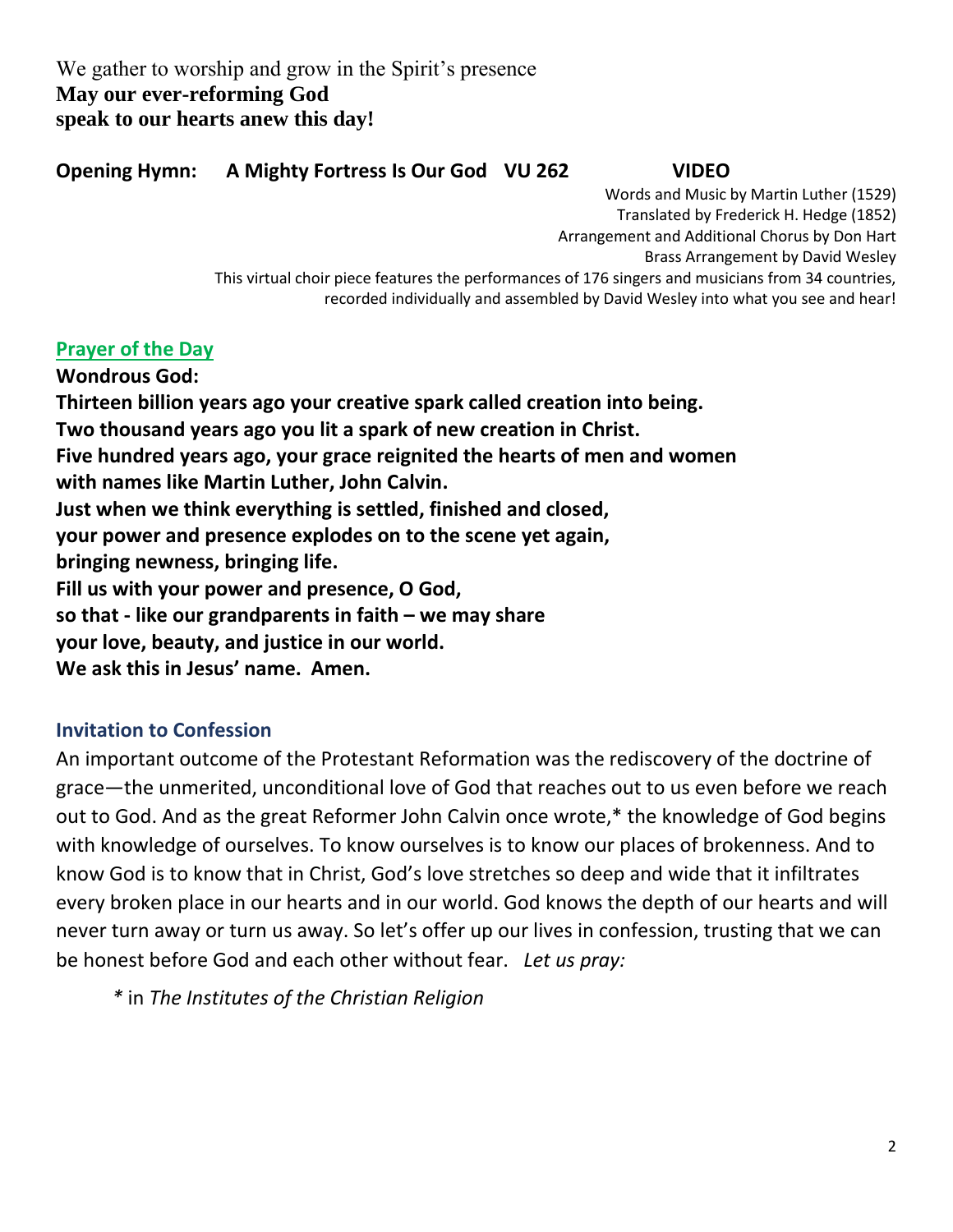We gather to worship and grow in the Spirit's presence
**May our ever-reforming God**
**speak to our hearts anew this day!**

**Opening Hymn: A Mighty Fortress Is Our God VU 262 VIDEO**

Words and Music by Martin Luther (1529)
Translated by Frederick H. Hedge (1852)
Arrangement and Additional Chorus by Don Hart
Brass Arrangement by David Wesley
This virtual choir piece features the performances of 176 singers and musicians from 34 countries, recorded individually and assembled by David Wesley into what you see and hear!

## Prayer of the Day

**Wondrous God:**
**Thirteen billion years ago your creative spark called creation into being.**
**Two thousand years ago you lit a spark of new creation in Christ.**
**Five hundred years ago, your grace reignited the hearts of men and women**
**with names like Martin Luther, John Calvin.**
**Just when we think everything is settled, finished and closed,**
**your power and presence explodes on to the scene yet again,**
**bringing newness, bringing life.**
**Fill us with your power and presence, O God,**
**so that - like our grandparents in faith – we may share**
**your love, beauty, and justice in our world.**
**We ask this in Jesus' name. Amen.**

## Invitation to Confession

An important outcome of the Protestant Reformation was the rediscovery of the doctrine of grace—the unmerited, unconditional love of God that reaches out to us even before we reach out to God. And as the great Reformer John Calvin once wrote,* the knowledge of God begins with knowledge of ourselves. To know ourselves is to know our places of brokenness. And to know God is to know that in Christ, God's love stretches so deep and wide that it infiltrates every broken place in our hearts and in our world. God knows the depth of our hearts and will never turn away or turn us away. So let's offer up our lives in confession, trusting that we can be honest before God and each other without fear. *Let us pray:*

\* in *The Institutes of the Christian Religion*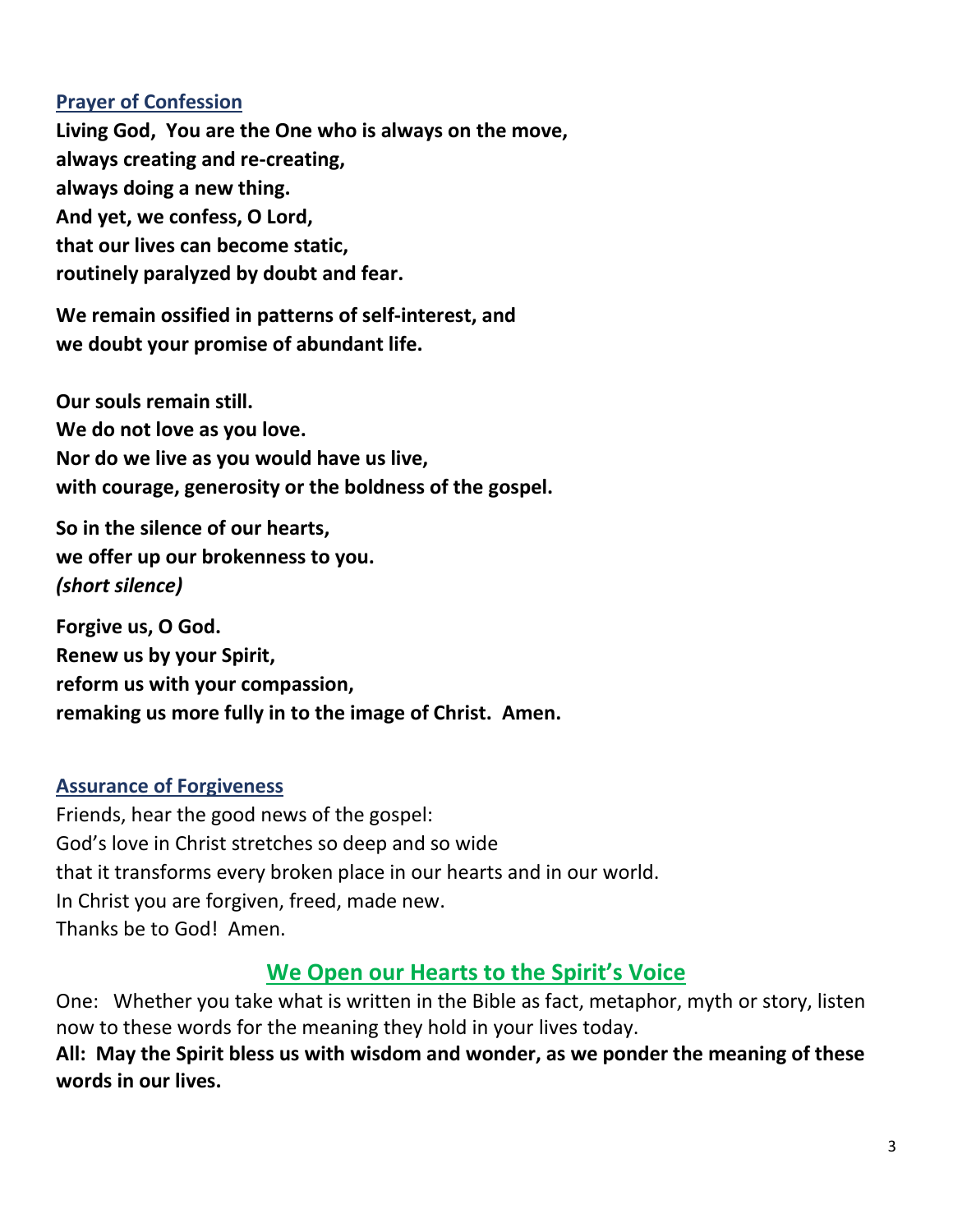## Prayer of Confession

**Living God, You are the One who is always on the move,**
**always creating and re-creating,**
**always doing a new thing.**
**And yet, we confess, O Lord,**
**that our lives can become static,**
**routinely paralyzed by doubt and fear.**

**We remain ossified in patterns of self-interest, and**
**we doubt your promise of abundant life.**

**Our souls remain still.**
**We do not love as you love.**
**Nor do we live as you would have us live,**
**with courage, generosity or the boldness of the gospel.**

**So in the silence of our hearts,**
**we offer up our brokenness to you.**
***(short silence)***

**Forgive us, O God.**
**Renew us by your Spirit,**
**reform us with your compassion,**
**remaking us more fully in to the image of Christ. Amen.**

## Assurance of Forgiveness

Friends, hear the good news of the gospel:
God's love in Christ stretches so deep and so wide
that it transforms every broken place in our hearts and in our world.
In Christ you are forgiven, freed, made new.
Thanks be to God! Amen.

## We Open our Hearts to the Spirit's Voice

One: Whether you take what is written in the Bible as fact, metaphor, myth or story, listen now to these words for the meaning they hold in your lives today.

**All: May the Spirit bless us with wisdom and wonder, as we ponder the meaning of these words in our lives.**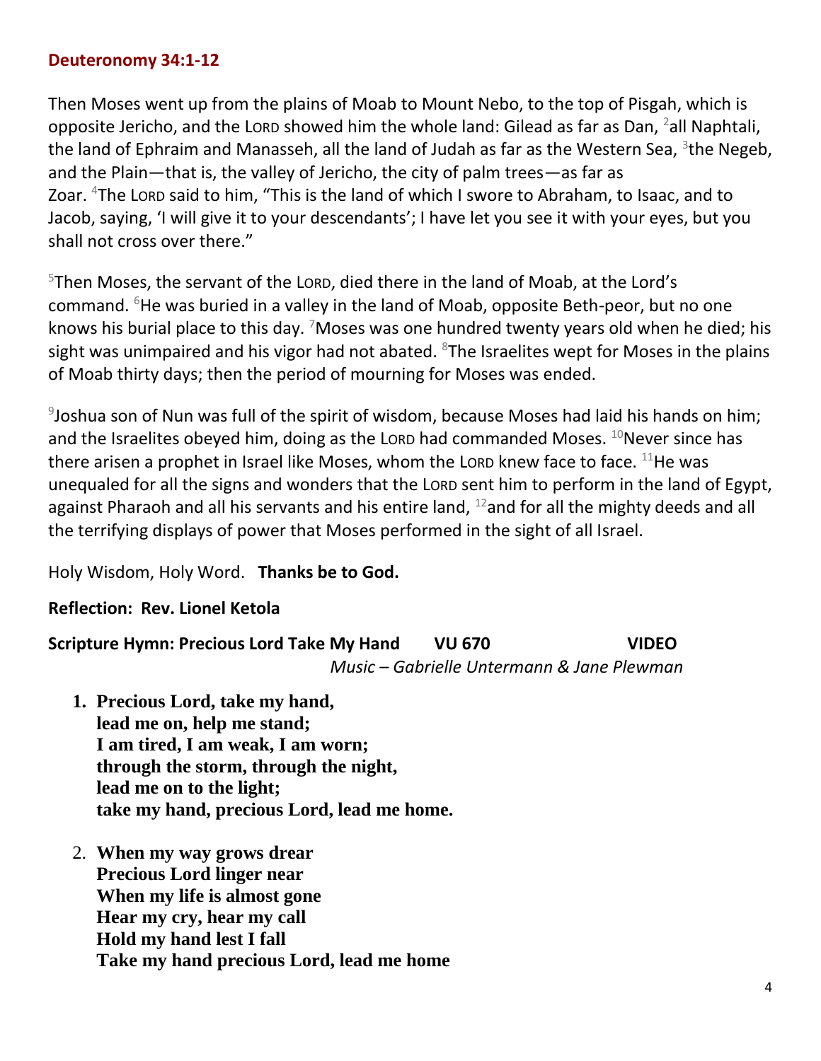## Deuteronomy 34:1-12

Then Moses went up from the plains of Moab to Mount Nebo, to the top of Pisgah, which is opposite Jericho, and the LORD showed him the whole land: Gilead as far as Dan, [2]all Naphtali, the land of Ephraim and Manasseh, all the land of Judah as far as the Western Sea, [3]the Negeb, and the Plain—that is, the valley of Jericho, the city of palm trees—as far as Zoar. [4]The LORD said to him, “This is the land of which I swore to Abraham, to Isaac, and to Jacob, saying, ‘I will give it to your descendants’; I have let you see it with your eyes, but you shall not cross over there.”

[5]Then Moses, the servant of the LORD, died there in the land of Moab, at the Lord’s command. [6]He was buried in a valley in the land of Moab, opposite Beth-peor, but no one knows his burial place to this day. [7]Moses was one hundred twenty years old when he died; his sight was unimpaired and his vigor had not abated. [8]The Israelites wept for Moses in the plains of Moab thirty days; then the period of mourning for Moses was ended.

[9]Joshua son of Nun was full of the spirit of wisdom, because Moses had laid his hands on him; and the Israelites obeyed him, doing as the LORD had commanded Moses. [10]Never since has there arisen a prophet in Israel like Moses, whom the LORD knew face to face. [11]He was unequaled for all the signs and wonders that the LORD sent him to perform in the land of Egypt, against Pharaoh and all his servants and his entire land, [12]and for all the mighty deeds and all the terrifying displays of power that Moses performed in the sight of all Israel.

Holy Wisdom, Holy Word. **Thanks be to God.**

**Reflection: Rev. Lionel Ketola**

**Scripture Hymn: Precious Lord Take My Hand VU 670 VIDEO**
*Music – Gabrielle Untermann & Jane Plewman*

1. **Precious Lord, take my hand,**
   **lead me on, help me stand;**
   **I am tired, I am weak, I am worn;**
   **through the storm, through the night,**
   **lead me on to the light;**
   **take my hand, precious Lord, lead me home.**

2. **When my way grows drear**
   **Precious Lord linger near**
   **When my life is almost gone**
   **Hear my cry, hear my call**
   **Hold my hand lest I fall**
   **Take my hand precious Lord, lead me home**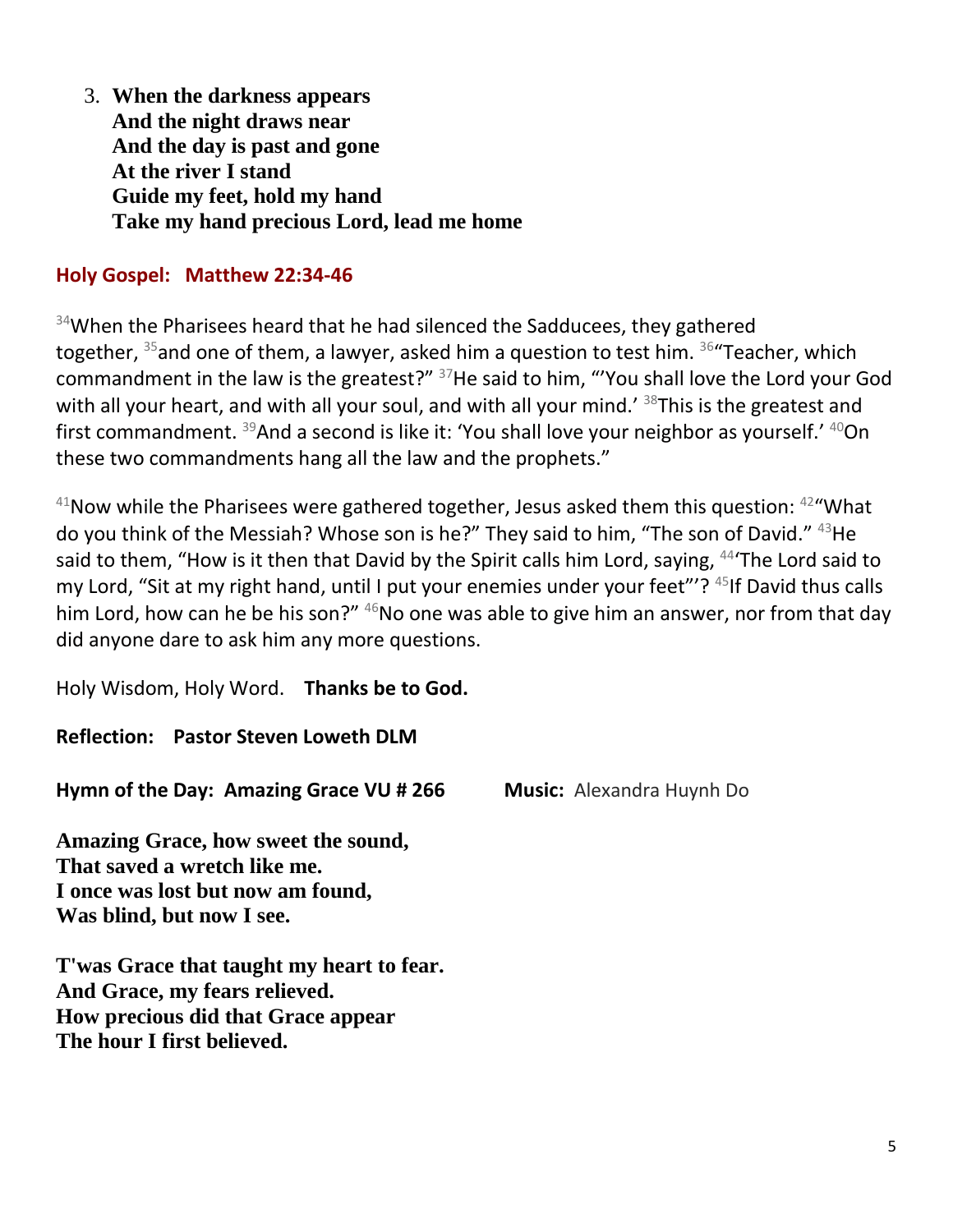3. **When the darkness appears**
   **And the night draws near**
   **And the day is past and gone**
   **At the river I stand**
   **Guide my feet, hold my hand**
   **Take my hand precious Lord, lead me home**

**Holy Gospel: Matthew 22:34-46**

[34]When the Pharisees heard that he had silenced the Sadducees, they gathered together, [35]and one of them, a lawyer, asked him a question to test him. [36]"Teacher, which commandment in the law is the greatest?" [37]He said to him, "'You shall love the Lord your God with all your heart, and with all your soul, and with all your mind.' [38]This is the greatest and first commandment. [39]And a second is like it: 'You shall love your neighbor as yourself.' [40]On these two commandments hang all the law and the prophets."

[41]Now while the Pharisees were gathered together, Jesus asked them this question: [42]"What do you think of the Messiah? Whose son is he?" They said to him, "The son of David." [43]He said to them, "How is it then that David by the Spirit calls him Lord, saying, [44]'The Lord said to my Lord, "Sit at my right hand, until I put your enemies under your feet"'? [45]If David thus calls him Lord, how can he be his son?" [46]No one was able to give him an answer, nor from that day did anyone dare to ask him any more questions.

Holy Wisdom, Holy Word. **Thanks be to God.**

**Reflection: Pastor Steven Loweth DLM**

**Hymn of the Day: Amazing Grace VU # 266** **Music:** Alexandra Huynh Do

**Amazing Grace, how sweet the sound,**
**That saved a wretch like me.**
**I once was lost but now am found,**
**Was blind, but now I see.**

**T'was Grace that taught my heart to fear.**
**And Grace, my fears relieved.**
**How precious did that Grace appear**
**The hour I first believed.**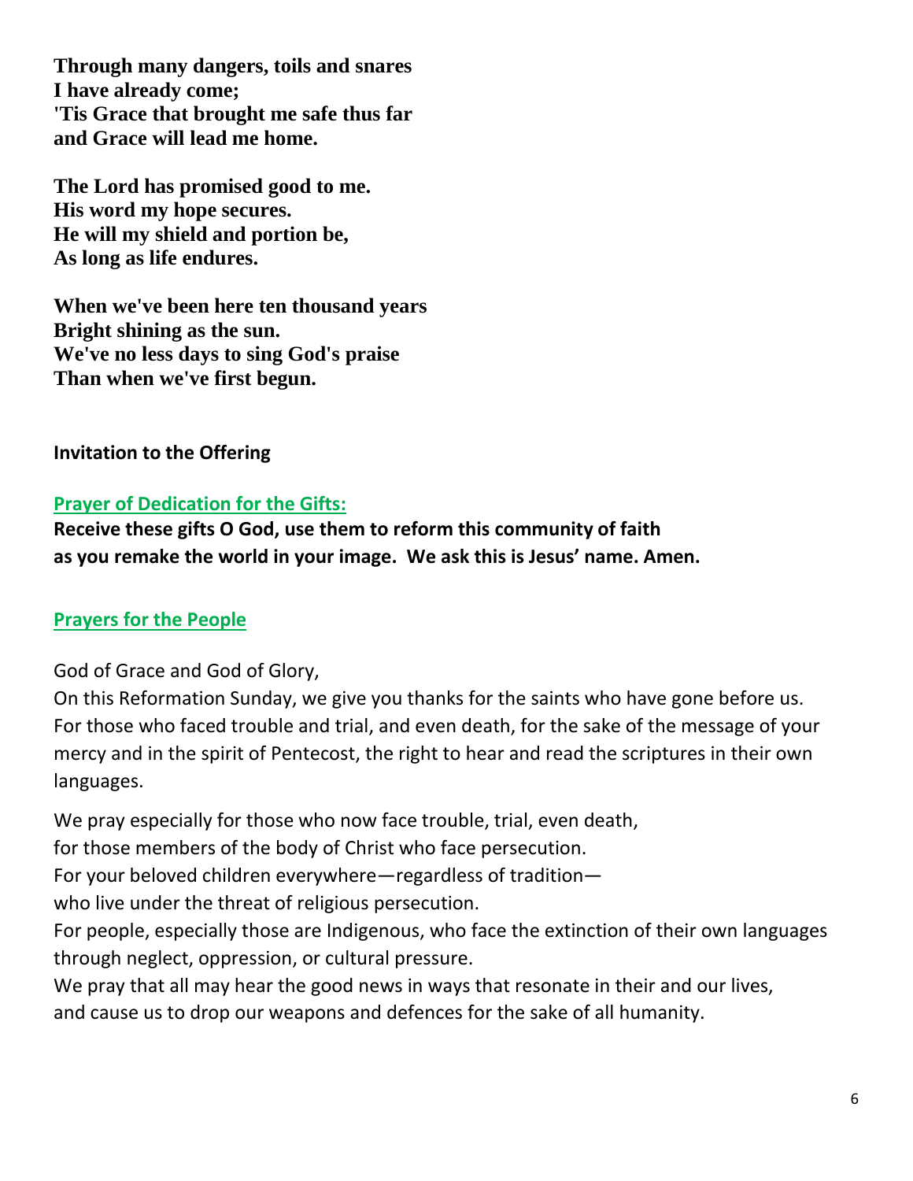**Through many dangers, toils and snares**
**I have already come;**
**'Tis Grace that brought me safe thus far**
**and Grace will lead me home.**

**The Lord has promised good to me.**
**His word my hope secures.**
**He will my shield and portion be,**
**As long as life endures.**

**When we've been here ten thousand years**
**Bright shining as the sun.**
**We've no less days to sing God's praise**
**Than when we've first begun.**

**Invitation to the Offering**

**Prayer of Dedication for the Gifts:**

**Receive these gifts O God, use them to reform this community of faith**
**as you remake the world in your image. We ask this is Jesus' name. Amen.**

**Prayers for the People**

God of Grace and God of Glory,
On this Reformation Sunday, we give you thanks for the saints who have gone before us. For those who faced trouble and trial, and even death, for the sake of the message of your mercy and in the spirit of Pentecost, the right to hear and read the scriptures in their own languages.

We pray especially for those who now face trouble, trial, even death,
for those members of the body of Christ who face persecution.
For your beloved children everywhere—regardless of tradition—
who live under the threat of religious persecution.
For people, especially those are Indigenous, who face the extinction of their own languages through neglect, oppression, or cultural pressure.
We pray that all may hear the good news in ways that resonate in their and our lives,
and cause us to drop our weapons and defences for the sake of all humanity.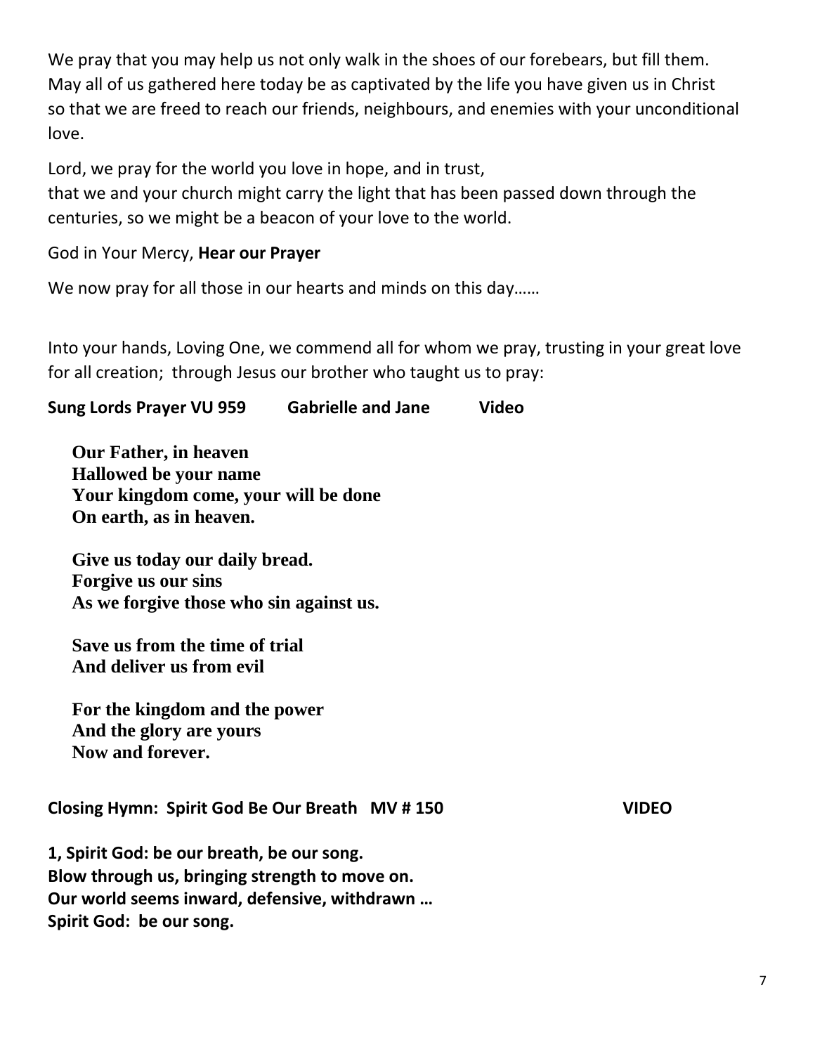We pray that you may help us not only walk in the shoes of our forebears, but fill them. May all of us gathered here today be as captivated by the life you have given us in Christ so that we are freed to reach our friends, neighbours, and enemies with your unconditional love.

Lord, we pray for the world you love in hope, and in trust,
that we and your church might carry the light that has been passed down through the centuries, so we might be a beacon of your love to the world.

God in Your Mercy, **Hear our Prayer**

We now pray for all those in our hearts and minds on this day……

Into your hands, Loving One, we commend all for whom we pray, trusting in your great love for all creation; through Jesus our brother who taught us to pray:

**Sung Lords Prayer VU 959 Gabrielle and Jane Video**

**Our Father, in heaven**
**Hallowed be your name**
**Your kingdom come, your will be done**
**On earth, as in heaven.**

**Give us today our daily bread.**
**Forgive us our sins**
**As we forgive those who sin against us.**

**Save us from the time of trial**
**And deliver us from evil**

**For the kingdom and the power**
**And the glory are yours**
**Now and forever.**

**Closing Hymn: Spirit God Be Our Breath MV # 150 VIDEO**

**1, Spirit God: be our breath, be our song.**
**Blow through us, bringing strength to move on.**
**Our world seems inward, defensive, withdrawn …**
**Spirit God: be our song.**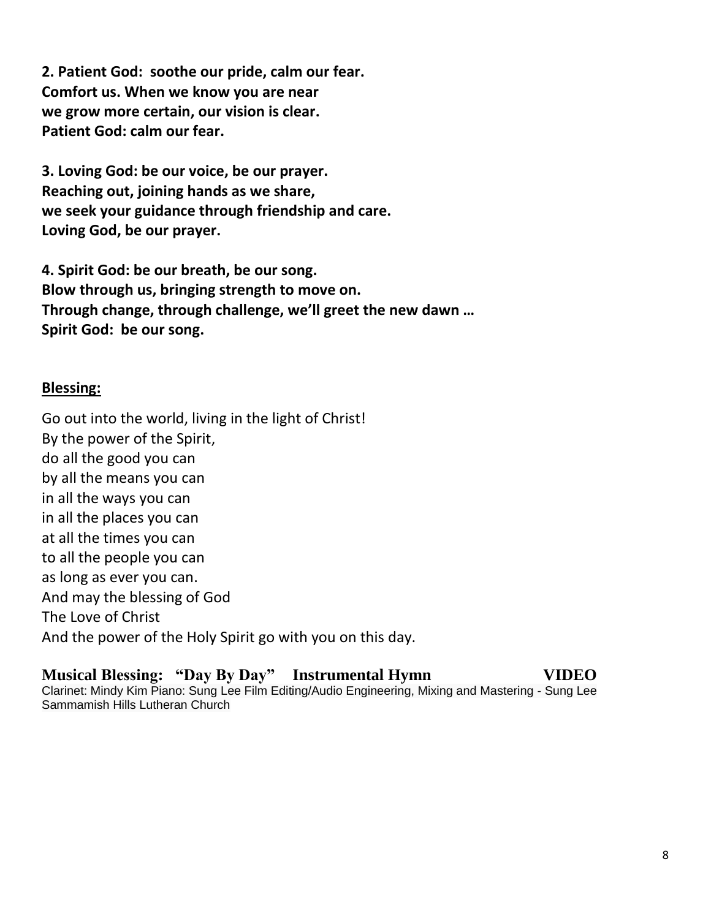**2. Patient God: soothe our pride, calm our fear.**
**Comfort us. When we know you are near**
**we grow more certain, our vision is clear.**
**Patient God: calm our fear.**

**3. Loving God: be our voice, be our prayer.**
**Reaching out, joining hands as we share,**
**we seek your guidance through friendship and care.**
**Loving God, be our prayer.**

**4. Spirit God: be our breath, be our song.**
**Blow through us, bringing strength to move on.**
**Through change, through challenge, we'll greet the new dawn …**
**Spirit God: be our song.**

**Blessing:**

Go out into the world, living in the light of Christ!
By the power of the Spirit,
do all the good you can
by all the means you can
in all the ways you can
in all the places you can
at all the times you can
to all the people you can
as long as ever you can.
And may the blessing of God
The Love of Christ
And the power of the Holy Spirit go with you on this day.

**Musical Blessing: "Day By Day" Instrumental Hymn VIDEO**
Clarinet: Mindy Kim Piano: Sung Lee Film Editing/Audio Engineering, Mixing and Mastering - Sung Lee
Sammamish Hills Lutheran Church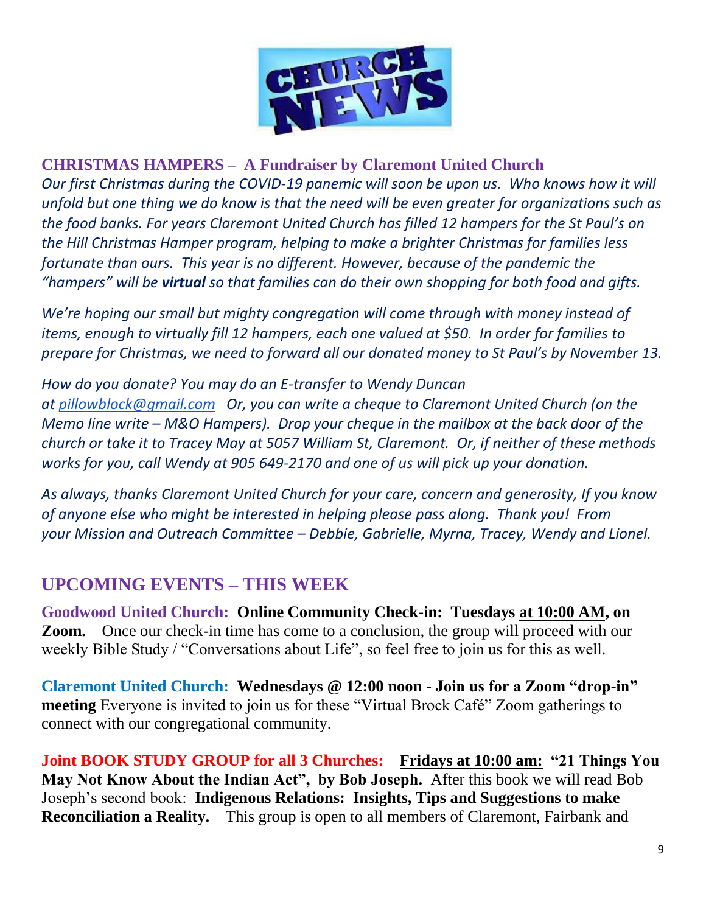### CHRISTMAS HAMPERS – A Fundraiser by Claremont United Church

*Our first Christmas during the COVID-19 panemic will soon be upon us. Who knows how it will unfold but one thing we do know is that the need will be even greater for organizations such as the food banks. For years Claremont United Church has filled 12 hampers for the St Paul's on the Hill Christmas Hamper program, helping to make a brighter Christmas for families less fortunate than ours. This year is no different. However, because of the pandemic the "hampers" will be **virtual** so that families can do their own shopping for both food and gifts.*

*We're hoping our small but mighty congregation will come through with money instead of items, enough to virtually fill 12 hampers, each one valued at $50. In order for families to prepare for Christmas, we need to forward all our donated money to St Paul's by November 13.*

*How do you donate? You may do an E-transfer to Wendy Duncan at pillowblock@gmail.com Or, you can write a cheque to Claremont United Church (on the Memo line write – M&O Hampers). Drop your cheque in the mailbox at the back door of the church or take it to Tracey May at 5057 William St, Claremont. Or, if neither of these methods works for you, call Wendy at 905 649-2170 and one of us will pick up your donation.*

*As always, thanks Claremont United Church for your care, concern and generosity, If you know of anyone else who might be interested in helping please pass along. Thank you! From your Mission and Outreach Committee – Debbie, Gabrielle, Myrna, Tracey, Wendy and Lionel.*

## UPCOMING EVENTS – THIS WEEK

**Goodwood United Church: Online Community Check-in: Tuesdays at 10:00 AM, on Zoom.** Once our check-in time has come to a conclusion, the group will proceed with our weekly Bible Study / "Conversations about Life", so feel free to join us for this as well.

**Claremont United Church: Wednesdays @ 12:00 noon - Join us for a Zoom "drop-in" meeting** Everyone is invited to join us for these "Virtual Brock Café" Zoom gatherings to connect with our congregational community.

**Joint BOOK STUDY GROUP for all 3 Churches: Fridays at 10:00 am: "21 Things You May Not Know About the Indian Act", by Bob Joseph.** After this book we will read Bob Joseph's second book: **Indigenous Relations: Insights, Tips and Suggestions to make Reconciliation a Reality.** This group is open to all members of Claremont, Fairbank and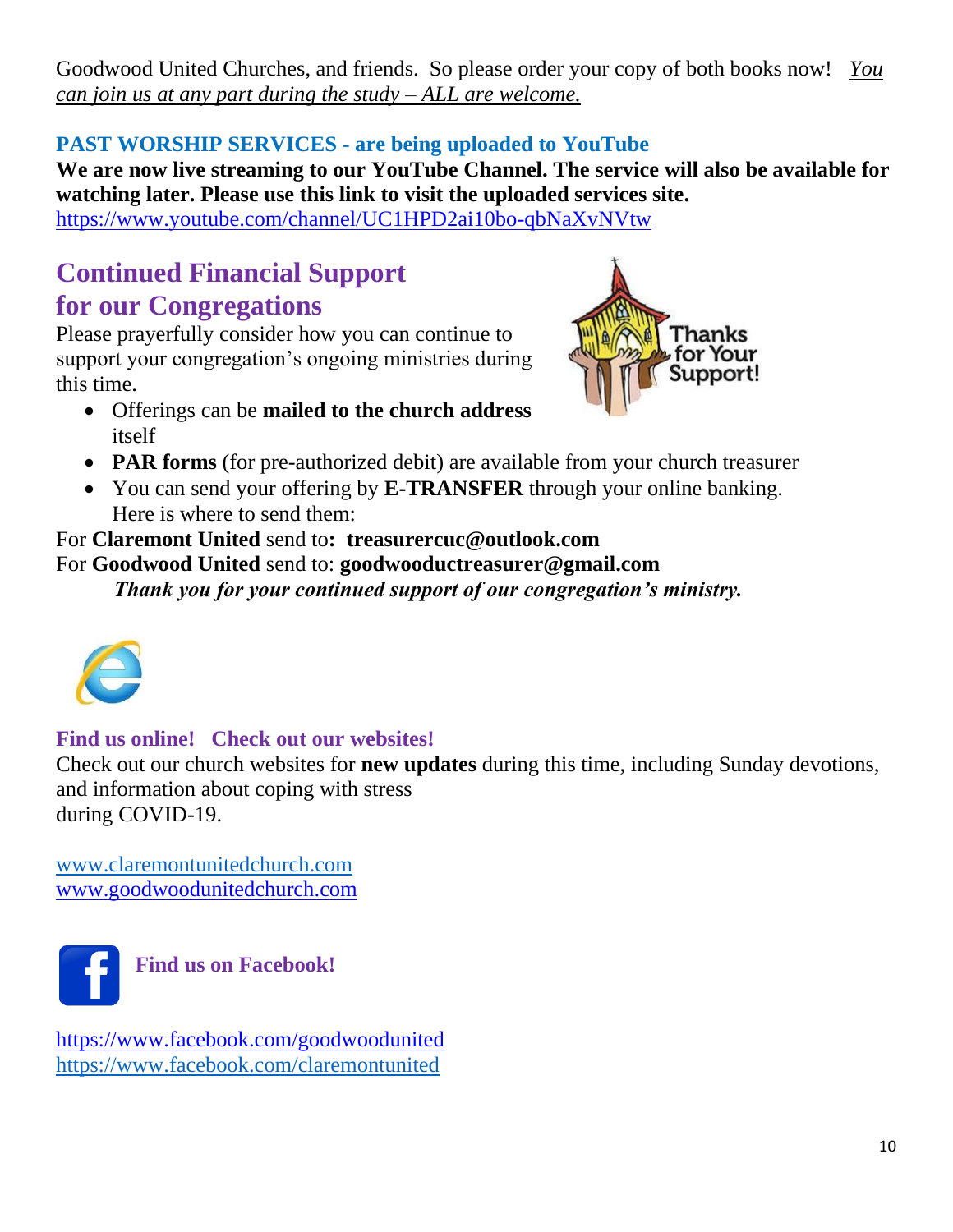Goodwood United Churches, and friends. So please order your copy of both books now! *You can join us at any part during the study – ALL are welcome.*

**PAST WORSHIP SERVICES - are being uploaded to YouTube**

**We are now live streaming to our YouTube Channel. The service will also be available for watching later. Please use this link to visit the uploaded services site.**
https://www.youtube.com/channel/UC1HPD2ai10bo-qbNaXvNVtw

## Continued Financial Support for our Congregations

Please prayerfully consider how you can continue to support your congregation's ongoing ministries during this time.

- Offerings can be **mailed to the church address** itself
- **PAR forms** (for pre-authorized debit) are available from your church treasurer
- You can send your offering by **E-TRANSFER** through your online banking. Here is where to send them:

For **Claremont United** send to**: treasurercuc@outlook.com**
For **Goodwood United** send to: **goodwooductreasurer@gmail.com**

***Thank you for your continued support of our congregation's ministry.***

**Find us online! Check out our websites!**

Check out our church websites for **new updates** during this time, including Sunday devotions, and information about coping with stress during COVID-19.

www.claremontunitedchurch.com
www.goodwoodunitedchurch.com

**Find us on Facebook!**

https://www.facebook.com/goodwoodunited
https://www.facebook.com/claremontunited